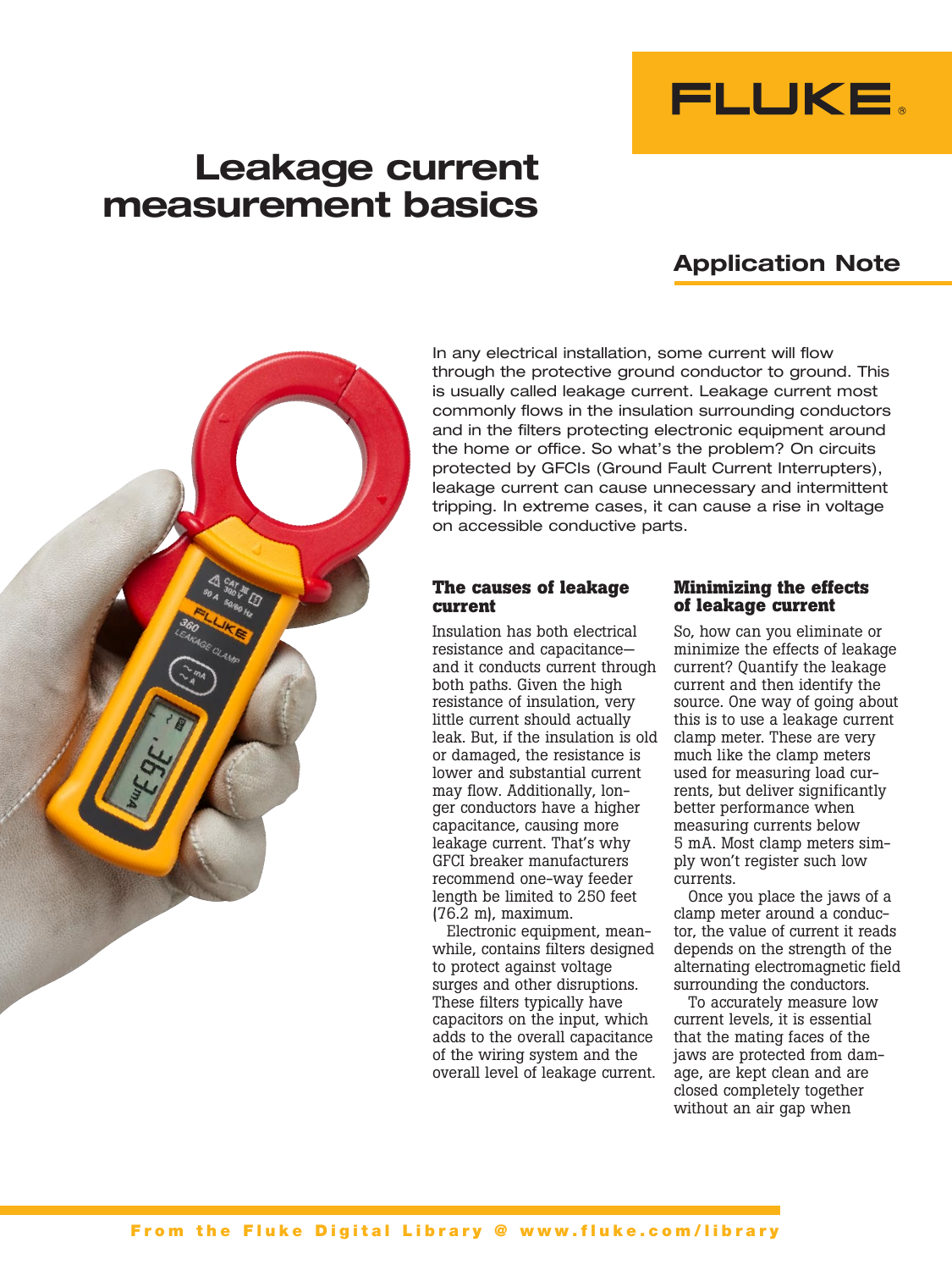# Leakage current measurement basics

## Application Note

In any electrical installation, some current will flow through the protective ground conductor to ground. This is usually called leakage current. Leakage current most commonly flows in the insulation surrounding conductors and in the filters protecting electronic equipment around the home or office. So what's the problem? On circuits protected by GFCIs (Ground Fault Current Interrupters), leakage current can cause unnecessary and intermittent tripping. In extreme cases, it can cause a rise in voltage on accessible conductive parts.

### The causes of leakage current

Insulation has both electrical resistance and capacitance—and it conducts current through both paths. Given the high resistance of insulation, very little current should actually leak. But, if the insulation is old or damaged, the resistance is lower and substantial current may flow. Additionally, longer conductors have a higher capacitance, causing more leakage current. That's why GFCI breaker manufacturers recommend one-way feeder length be limited to 250 feet (76.2 m), maximum.

Electronic equipment, meanwhile, contains filters designed to protect against voltage surges and other disruptions. These filters typically have capacitors on the input, which adds to the overall capacitance of the wiring system and the overall level of leakage current.

### Minimizing the effects of leakage current

So, how can you eliminate or minimize the effects of leakage current? Quantify the leakage current and then identify the source. One way of going about this is to use a leakage current clamp meter. These are very much like the clamp meters used for measuring load currents, but deliver significantly better performance when measuring currents below 5 mA. Most clamp meters simply won't register such low currents.

Once you place the jaws of a clamp meter around a conductor, the value of current it reads depends on the strength of the alternating electromagnetic field surrounding the conductors.

To accurately measure low current levels, it is essential that the mating faces of the jaws are protected from damage, are kept clean and are closed completely together without an air gap when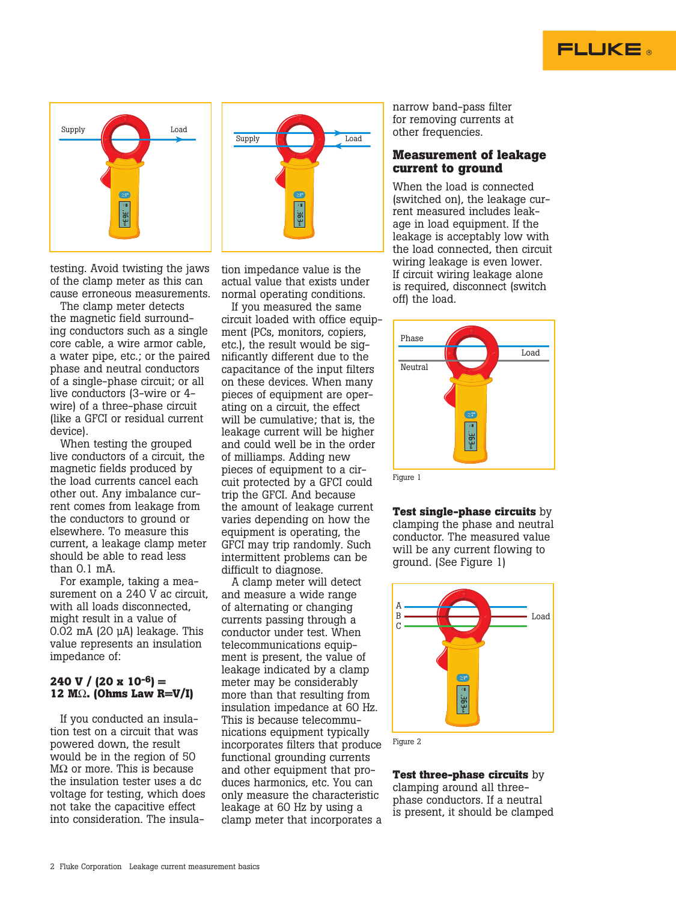testing. Avoid twisting the jaws of the clamp meter as this can cause erroneous measurements.

The clamp meter detects the magnetic field surrounding conductors such as a single core cable, a wire armor cable, a water pipe, etc.; or the paired phase and neutral conductors of a single-phase circuit; or all live conductors (3-wire or 4-wire) of a three-phase circuit (like a GFCI or residual current device).

When testing the grouped live conductors of a circuit, the magnetic fields produced by the load currents cancel each other out. Any imbalance current comes from leakage from the conductors to ground or elsewhere. To measure this current, a leakage clamp meter should be able to read less than 0.1 mA.

For example, taking a measurement on a 240 V ac circuit, with all loads disconnected, might result in a value of 0.02 mA (20 µA) leakage. This value represents an insulation impedance of:

**240 V / (20 x $10^{-6}$) = 12 MΩ. (Ohms Law R=V/I)**

If you conducted an insulation test on a circuit that was powered down, the result would be in the region of 50 MΩ or more. This is because the insulation tester uses a dc voltage for testing, which does not take the capacitive effect into consideration. The insulation impedance value is the actual value that exists under normal operating conditions.

If you measured the same circuit loaded with office equipment (PCs, monitors, copiers, etc.), the result would be significantly different due to the capacitance of the input filters on these devices. When many pieces of equipment are operating on a circuit, the effect will be cumulative; that is, the leakage current will be higher and could well be in the order of milliamps. Adding new pieces of equipment to a circuit protected by a GFCI could trip the GFCI. And because the amount of leakage current varies depending on how the equipment is operating, the GFCI may trip randomly. Such intermittent problems can be difficult to diagnose.

A clamp meter will detect and measure a wide range of alternating or changing currents passing through a conductor under test. When telecommunications equipment is present, the value of leakage indicated by a clamp meter may be considerably more than that resulting from insulation impedance at 60 Hz. This is because telecommunications equipment typically incorporates filters that produce functional grounding currents and other equipment that produces harmonics, etc. You can only measure the characteristic leakage at 60 Hz by using a clamp meter that incorporates a narrow band-pass filter for removing currents at other frequencies.

## Measurement of leakage current to ground

When the load is connected (switched on), the leakage current measured includes leakage in load equipment. If the leakage is acceptably low with the load connected, then circuit wiring leakage is even lower. If circuit wiring leakage alone is required, disconnect (switch off) the load.

Figure 1

**Test single-phase circuits** by clamping the phase and neutral conductor. The measured value will be any current flowing to ground. (See Figure 1)

Figure 2

**Test three-phase circuits** by clamping around all three-phase conductors. If a neutral is present, it should be clamped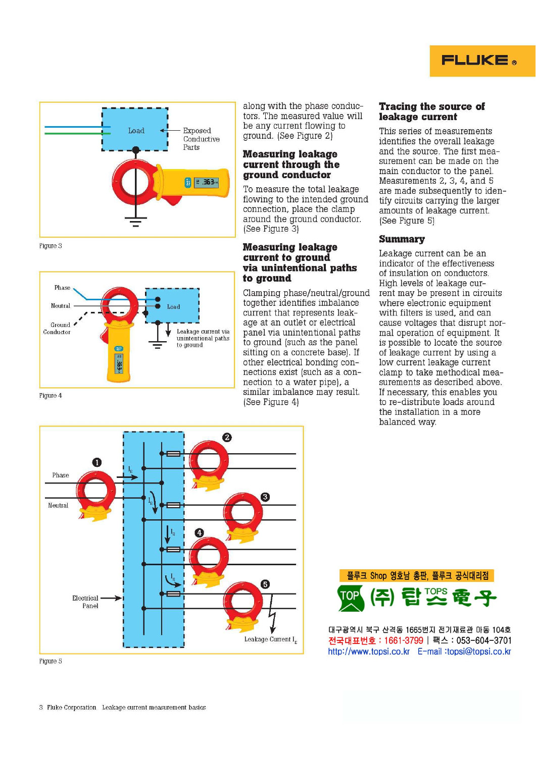Figure 3

Figure 4

Figure 5

along with the phase conductors. The measured value will be any current flowing to ground. (See Figure 2)

### Measuring leakage current through the ground conductor

To measure the total leakage flowing to the intended ground connection, place the clamp around the ground conductor. (See Figure 3)

### Measuring leakage current to ground via unintentional paths to ground

Clamping phase/neutral/ground together identifies imbalance current that represents leakage at an outlet or electrical panel via unintentional paths to ground (such as the panel sitting on a concrete base). If other electrical bonding connections exist (such as a connection to a water pipe), a similar imbalance may result. (See Figure 4)

### Tracing the source of leakage current

This series of measurements identifies the overall leakage and the source. The first measurement can be made on the main conductor to the panel. Measurements 2, 3, 4, and 5 are made subsequently to identify circuits carrying the larger amounts of leakage current. (See Figure 5)

### Summary

Leakage current can be an indicator of the effectiveness of insulation on conductors. High levels of leakage current may be present in circuits where electronic equipment with filters is used, and can cause voltages that disrupt normal operation of equipment. It is possible to locate the source of leakage current by using a low current leakage current clamp to take methodical measurements as described above. If necessary, this enables you to re-distribute loads around the installation in a more balanced way.

플루크 Shop 영호남 총판, 플루크 공식대리점

(주) 탑스電子

대구광역시 북구 산격동 1665번지 전기재료관 마동 104호
전국대표번호 : 1661-3799 | 팩스 : 053-604-3701
http://www.topsi.co.kr E-mail :topsi@topsi.co.kr